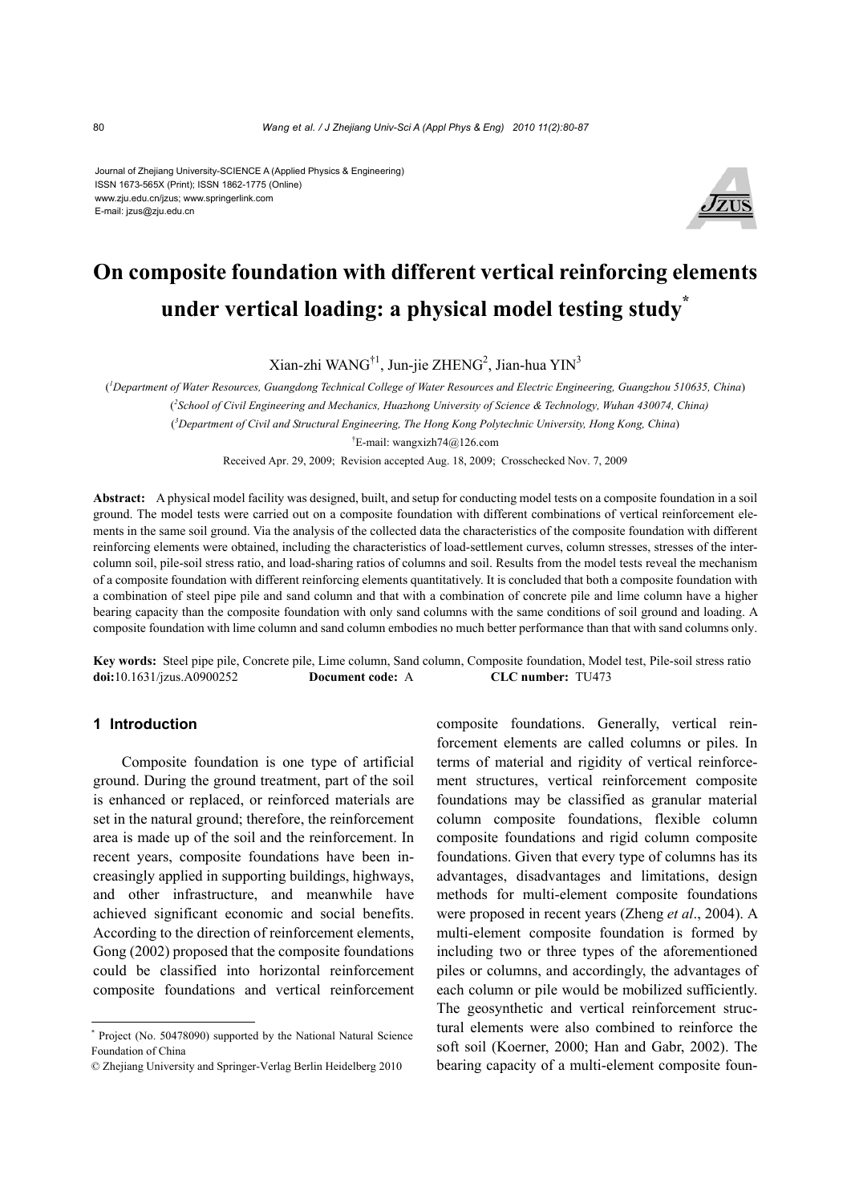Journal of Zhejiang University-SCIENCE A (Applied Physics & Engineering)
ISSN 1673-565X (Print); ISSN 1862-1775 (Online)
www.zju.edu.cn/jzus; www.springerlink.com
E-mail: jzus@zju.edu.cn

# On composite foundation with different vertical reinforcing elements under vertical loading: a physical model testing study*

Xian-zhi WANG[†1], Jun-jie ZHENG[2], Jian-hua YIN[3]

([1]Department of Water Resources, Guangdong Technical College of Water Resources and Electric Engineering, Guangzhou 510635, China)

([2]School of Civil Engineering and Mechanics, Huazhong University of Science & Technology, Wuhan 430074, China)

([3]Department of Civil and Structural Engineering, The Hong Kong Polytechnic University, Hong Kong, China)

[†]E-mail: wangxizh74@126.com

Received Apr. 29, 2009; Revision accepted Aug. 18, 2009; Crosschecked Nov. 7, 2009

**Abstract:** A physical model facility was designed, built, and setup for conducting model tests on a composite foundation in a soil ground. The model tests were carried out on a composite foundation with different combinations of vertical reinforcement elements in the same soil ground. Via the analysis of the collected data the characteristics of the composite foundation with different reinforcing elements were obtained, including the characteristics of load-settlement curves, column stresses, stresses of the inter-column soil, pile-soil stress ratio, and load-sharing ratios of columns and soil. Results from the model tests reveal the mechanism of a composite foundation with different reinforcing elements quantitatively. It is concluded that both a composite foundation with a combination of steel pipe pile and sand column and that with a combination of concrete pile and lime column have a higher bearing capacity than the composite foundation with only sand columns with the same conditions of soil ground and loading. A composite foundation with lime column and sand column embodies no much better performance than that with sand columns only.

**Key words:** Steel pipe pile, Concrete pile, Lime column, Sand column, Composite foundation, Model test, Pile-soil stress ratio

**doi:**10.1631/jzus.A0900252 **Document code:** A **CLC number:** TU473

## 1 Introduction

Composite foundation is one type of artificial ground. During the ground treatment, part of the soil is enhanced or replaced, or reinforced materials are set in the natural ground; therefore, the reinforcement area is made up of the soil and the reinforcement. In recent years, composite foundations have been increasingly applied in supporting buildings, highways, and other infrastructure, and meanwhile have achieved significant economic and social benefits. According to the direction of reinforcement elements, Gong (2002) proposed that the composite foundations could be classified into horizontal reinforcement composite foundations and vertical reinforcement composite foundations. Generally, vertical reinforcement elements are called columns or piles. In terms of material and rigidity of vertical reinforcement structures, vertical reinforcement composite foundations may be classified as granular material column composite foundations, flexible column composite foundations and rigid column composite foundations. Given that every type of columns has its advantages, disadvantages and limitations, design methods for multi-element composite foundations were proposed in recent years (Zheng *et al*., 2004). A multi-element composite foundation is formed by including two or three types of the aforementioned piles or columns, and accordingly, the advantages of each column or pile would be mobilized sufficiently. The geosynthetic and vertical reinforcement structural elements were also combined to reinforce the soft soil (Koerner, 2000; Han and Gabr, 2002). The bearing capacity of a multi-element composite foun-

---

* Project (No. 50478090) supported by the National Natural Science Foundation of China

© Zhejiang University and Springer-Verlag Berlin Heidelberg 2010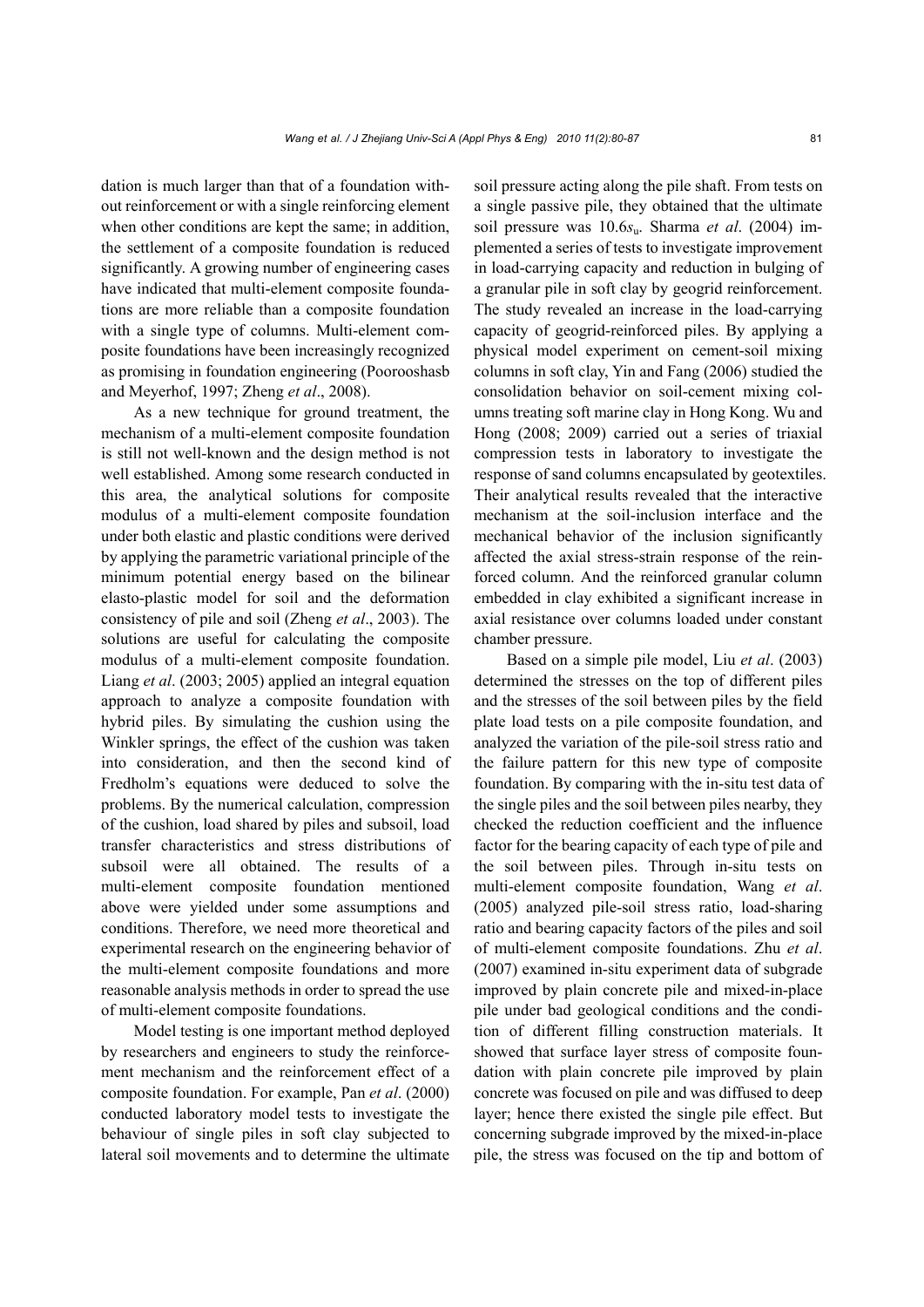dation is much larger than that of a foundation without reinforcement or with a single reinforcing element when other conditions are kept the same; in addition, the settlement of a composite foundation is reduced significantly. A growing number of engineering cases have indicated that multi-element composite foundations are more reliable than a composite foundation with a single type of columns. Multi-element composite foundations have been increasingly recognized as promising in foundation engineering (Poorooshasb and Meyerhof, 1997; Zheng *et al*., 2008).

As a new technique for ground treatment, the mechanism of a multi-element composite foundation is still not well-known and the design method is not well established. Among some research conducted in this area, the analytical solutions for composite modulus of a multi-element composite foundation under both elastic and plastic conditions were derived by applying the parametric variational principle of the minimum potential energy based on the bilinear elasto-plastic model for soil and the deformation consistency of pile and soil (Zheng *et al*., 2003). The solutions are useful for calculating the composite modulus of a multi-element composite foundation. Liang *et al*. (2003; 2005) applied an integral equation approach to analyze a composite foundation with hybrid piles. By simulating the cushion using the Winkler springs, the effect of the cushion was taken into consideration, and then the second kind of Fredholm's equations were deduced to solve the problems. By the numerical calculation, compression of the cushion, load shared by piles and subsoil, load transfer characteristics and stress distributions of subsoil were all obtained. The results of a multi-element composite foundation mentioned above were yielded under some assumptions and conditions. Therefore, we need more theoretical and experimental research on the engineering behavior of the multi-element composite foundations and more reasonable analysis methods in order to spread the use of multi-element composite foundations.

Model testing is one important method deployed by researchers and engineers to study the reinforcement mechanism and the reinforcement effect of a composite foundation. For example, Pan *et al*. (2000) conducted laboratory model tests to investigate the behaviour of single piles in soft clay subjected to lateral soil movements and to determine the ultimate soil pressure acting along the pile shaft. From tests on a single passive pile, they obtained that the ultimate soil pressure was $10.6s_u$. Sharma *et al*. (2004) implemented a series of tests to investigate improvement in load-carrying capacity and reduction in bulging of a granular pile in soft clay by geogrid reinforcement. The study revealed an increase in the load-carrying capacity of geogrid-reinforced piles. By applying a physical model experiment on cement-soil mixing columns in soft clay, Yin and Fang (2006) studied the consolidation behavior on soil-cement mixing columns treating soft marine clay in Hong Kong. Wu and Hong (2008; 2009) carried out a series of triaxial compression tests in laboratory to investigate the response of sand columns encapsulated by geotextiles. Their analytical results revealed that the interactive mechanism at the soil-inclusion interface and the mechanical behavior of the inclusion significantly affected the axial stress-strain response of the reinforced column. And the reinforced granular column embedded in clay exhibited a significant increase in axial resistance over columns loaded under constant chamber pressure.

Based on a simple pile model, Liu *et al*. (2003) determined the stresses on the top of different piles and the stresses of the soil between piles by the field plate load tests on a pile composite foundation, and analyzed the variation of the pile-soil stress ratio and the failure pattern for this new type of composite foundation. By comparing with the in-situ test data of the single piles and the soil between piles nearby, they checked the reduction coefficient and the influence factor for the bearing capacity of each type of pile and the soil between piles. Through in-situ tests on multi-element composite foundation, Wang *et al*. (2005) analyzed pile-soil stress ratio, load-sharing ratio and bearing capacity factors of the piles and soil of multi-element composite foundations. Zhu *et al*. (2007) examined in-situ experiment data of subgrade improved by plain concrete pile and mixed-in-place pile under bad geological conditions and the condition of different filling construction materials. It showed that surface layer stress of composite foundation with plain concrete pile improved by plain concrete was focused on pile and was diffused to deep layer; hence there existed the single pile effect. But concerning subgrade improved by the mixed-in-place pile, the stress was focused on the tip and bottom of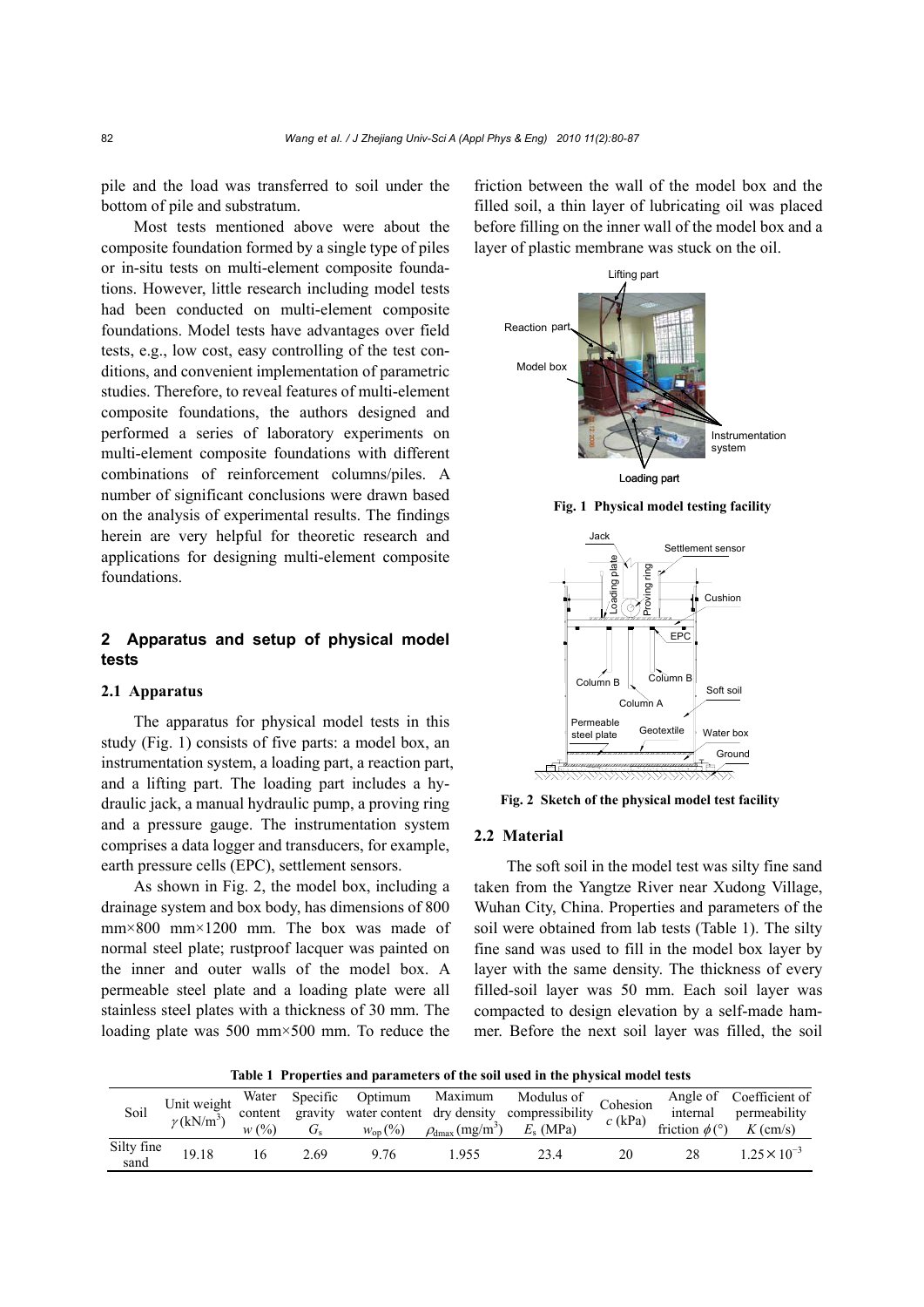pile and the load was transferred to soil under the bottom of pile and substratum.

Most tests mentioned above were about the composite foundation formed by a single type of piles or in-situ tests on multi-element composite foundations. However, little research including model tests had been conducted on multi-element composite foundations. Model tests have advantages over field tests, e.g., low cost, easy controlling of the test conditions, and convenient implementation of parametric studies. Therefore, to reveal features of multi-element composite foundations, the authors designed and performed a series of laboratory experiments on multi-element composite foundations with different combinations of reinforcement columns/piles. A number of significant conclusions were drawn based on the analysis of experimental results. The findings herein are very helpful for theoretic research and applications for designing multi-element composite foundations.

## 2 Apparatus and setup of physical model tests

### 2.1 Apparatus

The apparatus for physical model tests in this study (Fig. 1) consists of five parts: a model box, an instrumentation system, a loading part, a reaction part, and a lifting part. The loading part includes a hydraulic jack, a manual hydraulic pump, a proving ring and a pressure gauge. The instrumentation system comprises a data logger and transducers, for example, earth pressure cells (EPC), settlement sensors.

As shown in Fig. 2, the model box, including a drainage system and box body, has dimensions of 800 mm×800 mm×1200 mm. The box was made of normal steel plate; rustproof lacquer was painted on the inner and outer walls of the model box. A permeable steel plate and a loading plate were all stainless steel plates with a thickness of 30 mm. The loading plate was 500 mm×500 mm. To reduce the friction between the wall of the model box and the filled soil, a thin layer of lubricating oil was placed before filling on the inner wall of the model box and a layer of plastic membrane was stuck on the oil.

**Fig. 1 Physical model testing facility**

**Fig. 2 Sketch of the physical model test facility**

### 2.2 Material

The soft soil in the model test was silty fine sand taken from the Yangtze River near Xudong Village, Wuhan City, China. Properties and parameters of the soil were obtained from lab tests (Table 1). The silty fine sand was used to fill in the model box layer by layer with the same density. The thickness of every filled-soil layer was 50 mm. Each soil layer was compacted to design elevation by a self-made hammer. Before the next soil layer was filled, the soil

**Table 1 Properties and parameters of the soil used in the physical model tests**

| Soil | Unit weight $\gamma$ (kN/m$^3$) | Water content $w$ (%) | Specific gravity $G_s$ | Optimum water content $w_{op}$ (%) | Maximum dry density $\rho_{dmax}$ (mg/m$^3$) | Modulus of compressibility $E_s$ (MPa) | Cohesion $c$ (kPa) | Angle of internal friction $\phi$ (°) | Coefficient of permeability $K$ (cm/s) |
|---|---|---|---|---|---|---|---|---|---|
| Silty fine sand | 19.18 | 16 | 2.69 | 9.76 | 1.955 | 23.4 | 20 | 28 | $1.25\times10^{-3}$ |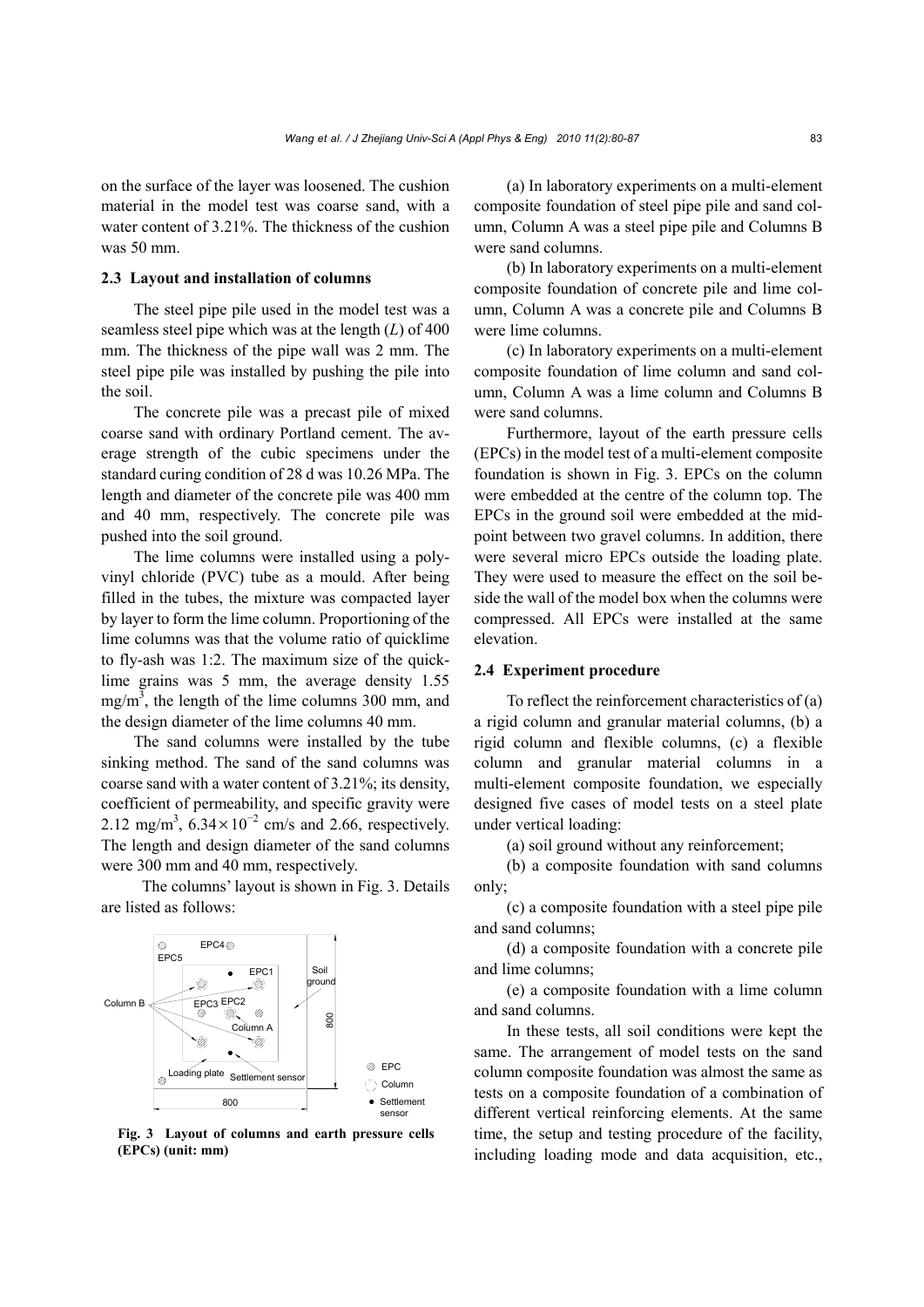on the surface of the layer was loosened. The cushion material in the model test was coarse sand, with a water content of 3.21%. The thickness of the cushion was 50 mm.

### 2.3 Layout and installation of columns

The steel pipe pile used in the model test was a seamless steel pipe which was at the length ($L$) of 400 mm. The thickness of the pipe wall was 2 mm. The steel pipe pile was installed by pushing the pile into the soil.

The concrete pile was a precast pile of mixed coarse sand with ordinary Portland cement. The average strength of the cubic specimens under the standard curing condition of 28 d was 10.26 MPa. The length and diameter of the concrete pile was 400 mm and 40 mm, respectively. The concrete pile was pushed into the soil ground.

The lime columns were installed using a polyvinyl chloride (PVC) tube as a mould. After being filled in the tubes, the mixture was compacted layer by layer to form the lime column. Proportioning of the lime columns was that the volume ratio of quicklime to fly-ash was 1:2. The maximum size of the quicklime grains was 5 mm, the average density 1.55 mg/m$^3$, the length of the lime columns 300 mm, and the design diameter of the lime columns 40 mm.

The sand columns were installed by the tube sinking method. The sand of the sand columns was coarse sand with a water content of 3.21%; its density, coefficient of permeability, and specific gravity were 2.12 mg/m$^3$, $6.34\times10^{-2}$ cm/s and 2.66, respectively. The length and design diameter of the sand columns were 300 mm and 40 mm, respectively.

The columns' layout is shown in Fig. 3. Details are listed as follows:

EPC4
EPC5
EPC1
Soil ground
Column B
EPC3 EPC2
Column A
800
Loading plate
Settlement sensor
800
EPC
Column
Settlement sensor

**Fig. 3 Layout of columns and earth pressure cells (EPCs) (unit: mm)**

(a) In laboratory experiments on a multi-element composite foundation of steel pipe pile and sand column, Column A was a steel pipe pile and Columns B were sand columns.

(b) In laboratory experiments on a multi-element composite foundation of concrete pile and lime column, Column A was a concrete pile and Columns B were lime columns.

(c) In laboratory experiments on a multi-element composite foundation of lime column and sand column, Column A was a lime column and Columns B were sand columns.

Furthermore, layout of the earth pressure cells (EPCs) in the model test of a multi-element composite foundation is shown in Fig. 3. EPCs on the column were embedded at the centre of the column top. The EPCs in the ground soil were embedded at the midpoint between two gravel columns. In addition, there were several micro EPCs outside the loading plate. They were used to measure the effect on the soil beside the wall of the model box when the columns were compressed. All EPCs were installed at the same elevation.

### 2.4 Experiment procedure

To reflect the reinforcement characteristics of (a) a rigid column and granular material columns, (b) a rigid column and flexible columns, (c) a flexible column and granular material columns in a multi-element composite foundation, we especially designed five cases of model tests on a steel plate under vertical loading:

(a) soil ground without any reinforcement;

(b) a composite foundation with sand columns only;

(c) a composite foundation with a steel pipe pile and sand columns;

(d) a composite foundation with a concrete pile and lime columns;

(e) a composite foundation with a lime column and sand columns.

In these tests, all soil conditions were kept the same. The arrangement of model tests on the sand column composite foundation was almost the same as tests on a composite foundation of a combination of different vertical reinforcing elements. At the same time, the setup and testing procedure of the facility, including loading mode and data acquisition, etc.,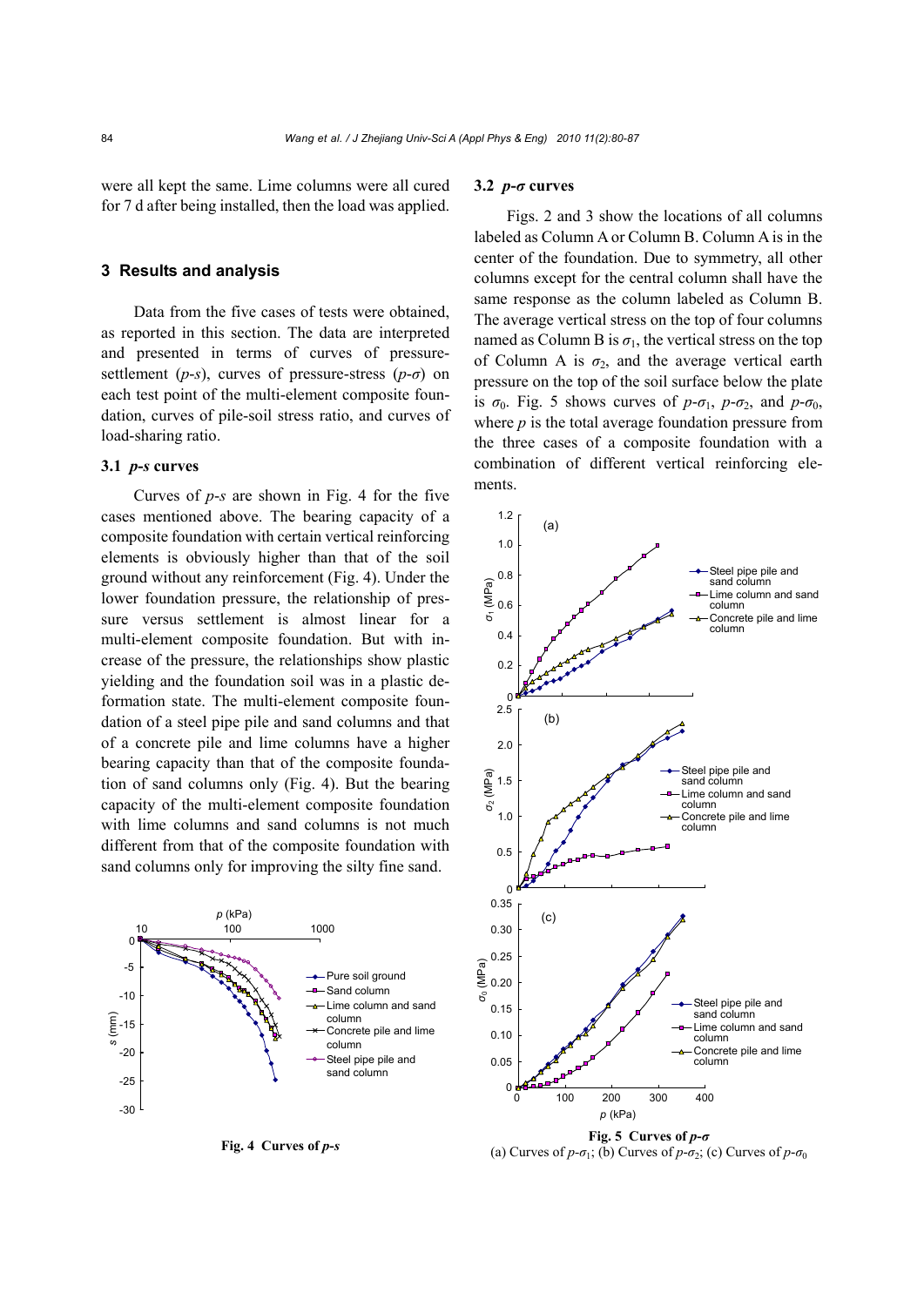were all kept the same. Lime columns were all cured for 7 d after being installed, then the load was applied.

## 3 Results and analysis

Data from the five cases of tests were obtained, as reported in this section. The data are interpreted and presented in terms of curves of pressure-settlement (*p*-*s*), curves of pressure-stress (*p*-*σ*) on each test point of the multi-element composite foundation, curves of pile-soil stress ratio, and curves of load-sharing ratio.

### 3.1 *p*-*s* curves

Curves of *p*-*s* are shown in Fig. 4 for the five cases mentioned above. The bearing capacity of a composite foundation with certain vertical reinforcing elements is obviously higher than that of the soil ground without any reinforcement (Fig. 4). Under the lower foundation pressure, the relationship of pressure versus settlement is almost linear for a multi-element composite foundation. But with increase of the pressure, the relationships show plastic yielding and the foundation soil was in a plastic deformation state. The multi-element composite foundation of a steel pipe pile and sand columns and that of a concrete pile and lime columns have a higher bearing capacity than that of the composite foundation of sand columns only (Fig. 4). But the bearing capacity of the multi-element composite foundation with lime columns and sand columns is not much different from that of the composite foundation with sand columns only for improving the silty fine sand.

**Fig. 4 Curves of *p*-*s***

### 3.2 *p*-*σ* curves

Figs. 2 and 3 show the locations of all columns labeled as Column A or Column B. Column A is in the center of the foundation. Due to symmetry, all other columns except for the central column shall have the same response as the column labeled as Column B. The average vertical stress on the top of four columns named as Column B is $\sigma_1$, the vertical stress on the top of Column A is $\sigma_2$, and the average vertical earth pressure on the top of the soil surface below the plate is $\sigma_0$. Fig. 5 shows curves of $p$-$\sigma_1$, $p$-$\sigma_2$, and $p$-$\sigma_0$, where $p$ is the total average foundation pressure from the three cases of a composite foundation with a combination of different vertical reinforcing elements.

**Fig. 5 Curves of *p*-*σ***
(a) Curves of $p$-$\sigma_1$; (b) Curves of $p$-$\sigma_2$; (c) Curves of $p$-$\sigma_0$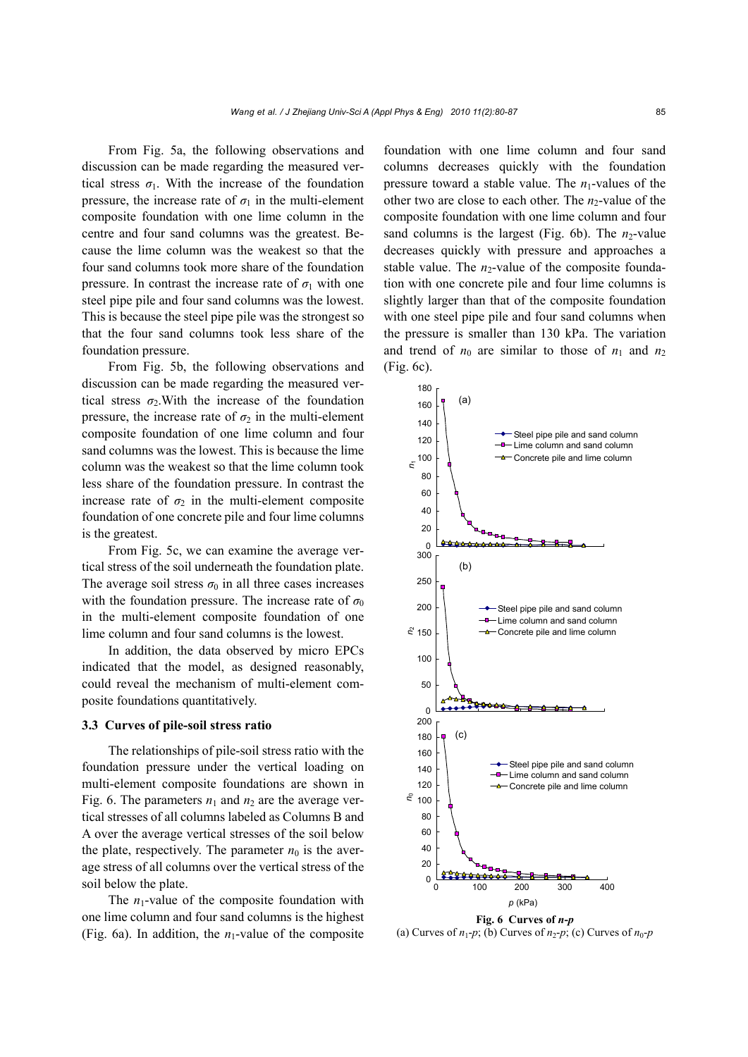From Fig. 5a, the following observations and discussion can be made regarding the measured vertical stress $\sigma_1$. With the increase of the foundation pressure, the increase rate of $\sigma_1$ in the multi-element composite foundation with one lime column in the centre and four sand columns was the greatest. Because the lime column was the weakest so that the four sand columns took more share of the foundation pressure. In contrast the increase rate of $\sigma_1$ with one steel pipe pile and four sand columns was the lowest. This is because the steel pipe pile was the strongest so that the four sand columns took less share of the foundation pressure.

From Fig. 5b, the following observations and discussion can be made regarding the measured vertical stress $\sigma_2$.With the increase of the foundation pressure, the increase rate of $\sigma_2$ in the multi-element composite foundation of one lime column and four sand columns was the lowest. This is because the lime column was the weakest so that the lime column took less share of the foundation pressure. In contrast the increase rate of $\sigma_2$ in the multi-element composite foundation of one concrete pile and four lime columns is the greatest.

From Fig. 5c, we can examine the average vertical stress of the soil underneath the foundation plate. The average soil stress $\sigma_0$ in all three cases increases with the foundation pressure. The increase rate of $\sigma_0$ in the multi-element composite foundation of one lime column and four sand columns is the lowest.

In addition, the data observed by micro EPCs indicated that the model, as designed reasonably, could reveal the mechanism of multi-element composite foundations quantitatively.

### 3.3 Curves of pile-soil stress ratio

The relationships of pile-soil stress ratio with the foundation pressure under the vertical loading on multi-element composite foundations are shown in Fig. 6. The parameters $n_1$ and $n_2$ are the average vertical stresses of all columns labeled as Columns B and A over the average vertical stresses of the soil below the plate, respectively. The parameter $n_0$ is the average stress of all columns over the vertical stress of the soil below the plate.

The $n_1$-value of the composite foundation with one lime column and four sand columns is the highest (Fig. 6a). In addition, the $n_1$-value of the composite foundation with one lime column and four sand columns decreases quickly with the foundation pressure toward a stable value. The $n_1$-values of the other two are close to each other. The $n_2$-value of the composite foundation with one lime column and four sand columns is the largest (Fig. 6b). The $n_2$-value decreases quickly with pressure and approaches a stable value. The $n_2$-value of the composite foundation with one concrete pile and four lime columns is slightly larger than that of the composite foundation with one steel pipe pile and four sand columns when the pressure is smaller than 130 kPa. The variation and trend of $n_0$ are similar to those of $n_1$ and $n_2$ (Fig. 6c).

**Fig. 6 Curves of *n*-*p***

(a) Curves of $n_1$-$p$; (b) Curves of $n_2$-$p$; (c) Curves of $n_0$-$p$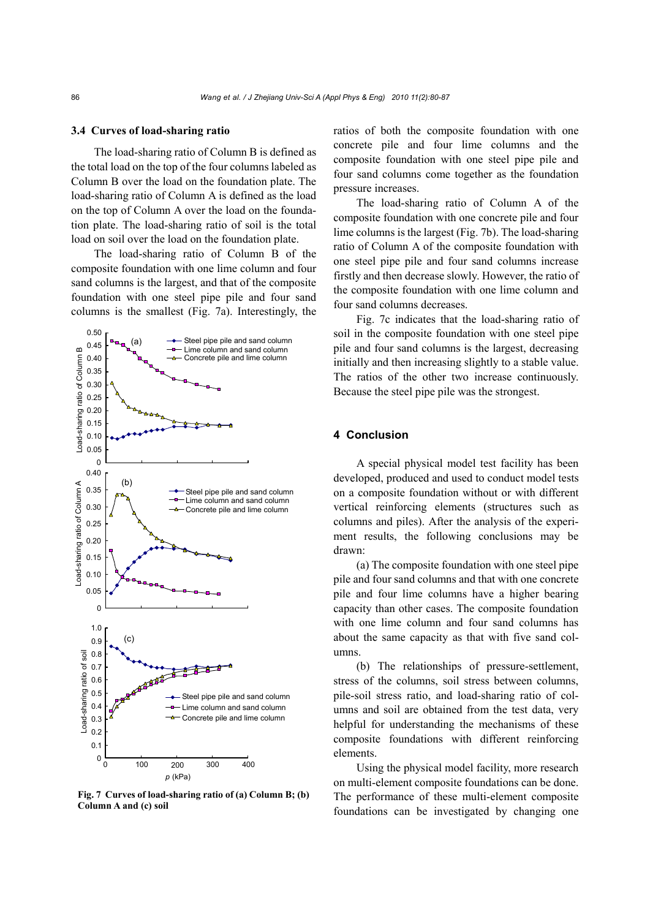### 3.4 Curves of load-sharing ratio

The load-sharing ratio of Column B is defined as the total load on the top of the four columns labeled as Column B over the load on the foundation plate. The load-sharing ratio of Column A is defined as the load on the top of Column A over the load on the foundation plate. The load-sharing ratio of soil is the total load on soil over the load on the foundation plate.

The load-sharing ratio of Column B of the composite foundation with one lime column and four sand columns is the largest, and that of the composite foundation with one steel pipe pile and four sand columns is the smallest (Fig. 7a). Interestingly, the ratios of both the composite foundation with one concrete pile and four lime columns and the composite foundation with one steel pipe pile and four sand columns come together as the foundation pressure increases.

The load-sharing ratio of Column A of the composite foundation with one concrete pile and four lime columns is the largest (Fig. 7b). The load-sharing ratio of Column A of the composite foundation with one steel pipe pile and four sand columns increase firstly and then decrease slowly. However, the ratio of the composite foundation with one lime column and four sand columns decreases.

Fig. 7c indicates that the load-sharing ratio of soil in the composite foundation with one steel pipe pile and four sand columns is the largest, decreasing initially and then increasing slightly to a stable value. The ratios of the other two increase continuously. Because the steel pipe pile was the strongest.

**Fig. 7 Curves of load-sharing ratio of (a) Column B; (b) Column A and (c) soil**

## 4 Conclusion

A special physical model test facility has been developed, produced and used to conduct model tests on a composite foundation without or with different vertical reinforcing elements (structures such as columns and piles). After the analysis of the experiment results, the following conclusions may be drawn:

(a) The composite foundation with one steel pipe pile and four sand columns and that with one concrete pile and four lime columns have a higher bearing capacity than other cases. The composite foundation with one lime column and four sand columns has about the same capacity as that with five sand columns.

(b) The relationships of pressure-settlement, stress of the columns, soil stress between columns, pile-soil stress ratio, and load-sharing ratio of columns and soil are obtained from the test data, very helpful for understanding the mechanisms of these composite foundations with different reinforcing elements.

Using the physical model facility, more research on multi-element composite foundations can be done. The performance of these multi-element composite foundations can be investigated by changing one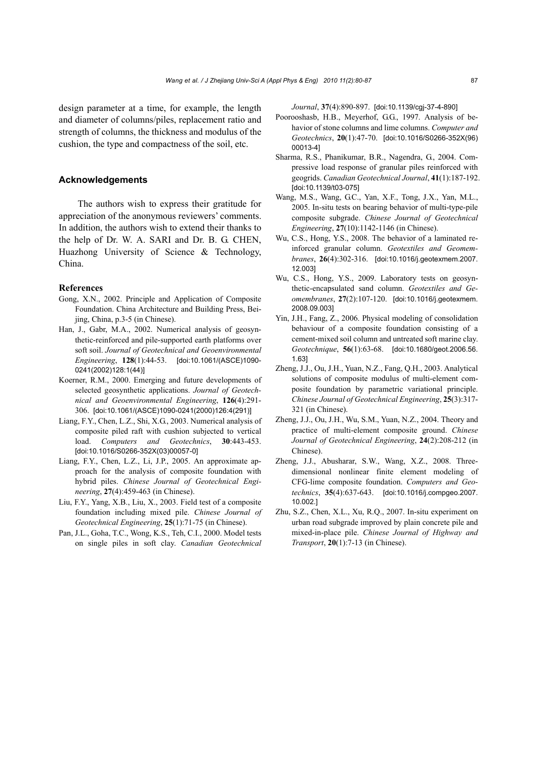design parameter at a time, for example, the length and diameter of columns/piles, replacement ratio and strength of columns, the thickness and modulus of the cushion, the type and compactness of the soil, etc.

## Acknowledgements

The authors wish to express their gratitude for appreciation of the anonymous reviewers' comments. In addition, the authors wish to extend their thanks to the help of Dr. W. A. SARI and Dr. B. G. CHEN, Huazhong University of Science & Technology, China.

## References

Gong, X.N., 2002. Principle and Application of Composite Foundation. China Architecture and Building Press, Beijing, China, p.3-5 (in Chinese).

Han, J., Gabr, M.A., 2002. Numerical analysis of geosynthetic-reinforced and pile-supported earth platforms over soft soil. *Journal of Geotechnical and Geoenvironmental Engineering*, **128**(1):44-53. [doi:10.1061/(ASCE)1090-0241(2002)128:1(44)]

Koerner, R.M., 2000. Emerging and future developments of selected geosynthetic applications. *Journal of Geotechnical and Geoenvironmental Engineering*, **126**(4):291-306. [doi:10.1061/(ASCE)1090-0241(2000)126:4(291)]

Liang, F.Y., Chen, L.Z., Shi, X.G., 2003. Numerical analysis of composite piled raft with cushion subjected to vertical load. *Computers and Geotechnics*, **30**:443-453. [doi:10.1016/S0266-352X(03)00057-0]

Liang, F.Y., Chen, L.Z., Li, J.P., 2005. An approximate approach for the analysis of composite foundation with hybrid piles. *Chinese Journal of Geotechnical Engineering*, **27**(4):459-463 (in Chinese).

Liu, F.Y., Yang, X.B., Liu, X., 2003. Field test of a composite foundation including mixed pile. *Chinese Journal of Geotechnical Engineering*, **25**(1):71-75 (in Chinese).

Pan, J.L., Goha, T.C., Wong, K.S., Teh, C.I., 2000. Model tests on single piles in soft clay. *Canadian Geotechnical Journal*, **37**(4):890-897. [doi:10.1139/cgj-37-4-890]

Poorooshasb, H.B., Meyerhof, G.G., 1997. Analysis of behavior of stone columns and lime columns. *Computer and Geotechnics*, **20**(1):47-70. [doi:10.1016/S0266-352X(96)00013-4]

Sharma, R.S., Phanikumar, B.R., Nagendra, G., 2004. Compressive load response of granular piles reinforced with geogrids. *Canadian Geotechnical Journal*, **41**(1):187-192. [doi:10.1139/t03-075]

Wang, M.S., Wang, G.C., Yan, X.F., Tong, J.X., Yan, M.L., 2005. In-situ tests on bearing behavior of multi-type-pile composite subgrade. *Chinese Journal of Geotechnical Engineering*, **27**(10):1142-1146 (in Chinese).

Wu, C.S., Hong, Y.S., 2008. The behavior of a laminated reinforced granular column. *Geotextiles and Geomembranes*, **26**(4):302-316. [doi:10.1016/j.geotexmem.2007.12.003]

Wu, C.S., Hong, Y.S., 2009. Laboratory tests on geosynthetic-encapsulated sand column. *Geotextiles and Geomembranes*, **27**(2):107-120. [doi:10.1016/j.geotexmem.2008.09.003]

Yin, J.H., Fang, Z., 2006. Physical modeling of consolidation behaviour of a composite foundation consisting of a cement-mixed soil column and untreated soft marine clay. *Geotechnique*, **56**(1):63-68. [doi:10.1680/geot.2006.56.1.63]

Zheng, J.J., Ou, J.H., Yuan, N.Z., Fang, Q.H., 2003. Analytical solutions of composite modulus of multi-element composite foundation by parametric variational principle. *Chinese Journal of Geotechnical Engineering*, **25**(3):317-321 (in Chinese).

Zheng, J.J., Ou, J.H., Wu, S.M., Yuan, N.Z., 2004. Theory and practice of multi-element composite ground. *Chinese Journal of Geotechnical Engineering*, **24**(2):208-212 (in Chinese).

Zheng, J.J., Abusharar, S.W., Wang, X.Z., 2008. Three-dimensional nonlinear finite element modeling of CFG-lime composite foundation. *Computers and Geotechnics*, **35**(4):637-643. [doi:10.1016/j.compgeo.2007.10.002.]

Zhu, S.Z., Chen, X.L., Xu, R.Q., 2007. In-situ experiment on urban road subgrade improved by plain concrete pile and mixed-in-place pile. *Chinese Journal of Highway and Transport*, **20**(1):7-13 (in Chinese).